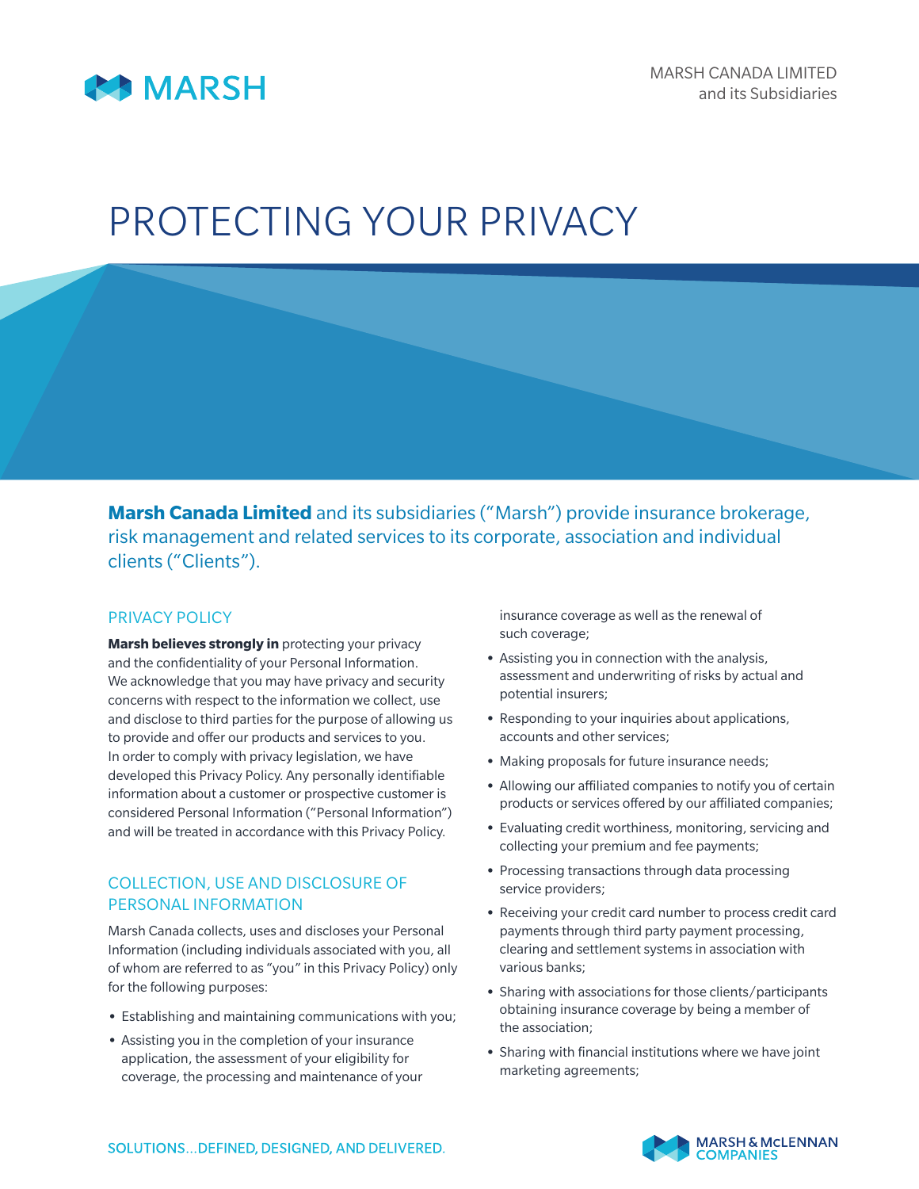MARSH CANADA LIMITED
and its Subsidiaries

# PROTECTING YOUR PRIVACY

**Marsh Canada Limited** and its subsidiaries ("Marsh") provide insurance brokerage, risk management and related services to its corporate, association and individual clients ("Clients").

## PRIVACY POLICY

**Marsh believes strongly in** protecting your privacy and the confidentiality of your Personal Information. We acknowledge that you may have privacy and security concerns with respect to the information we collect, use and disclose to third parties for the purpose of allowing us to provide and offer our products and services to you. In order to comply with privacy legislation, we have developed this Privacy Policy. Any personally identifiable information about a customer or prospective customer is considered Personal Information ("Personal Information") and will be treated in accordance with this Privacy Policy.

## COLLECTION, USE AND DISCLOSURE OF PERSONAL INFORMATION

Marsh Canada collects, uses and discloses your Personal Information (including individuals associated with you, all of whom are referred to as "you" in this Privacy Policy) only for the following purposes:

- Establishing and maintaining communications with you;
- Assisting you in the completion of your insurance application, the assessment of your eligibility for coverage, the processing and maintenance of your insurance coverage as well as the renewal of such coverage;
- Assisting you in connection with the analysis, assessment and underwriting of risks by actual and potential insurers;
- Responding to your inquiries about applications, accounts and other services;
- Making proposals for future insurance needs;
- Allowing our affiliated companies to notify you of certain products or services offered by our affiliated companies;
- Evaluating credit worthiness, monitoring, servicing and collecting your premium and fee payments;
- Processing transactions through data processing service providers;
- Receiving your credit card number to process credit card payments through third party payment processing, clearing and settlement systems in association with various banks;
- Sharing with associations for those clients/participants obtaining insurance coverage by being a member of the association;
- Sharing with financial institutions where we have joint marketing agreements;

SOLUTIONS...DEFINED, DESIGNED, AND DELIVERED.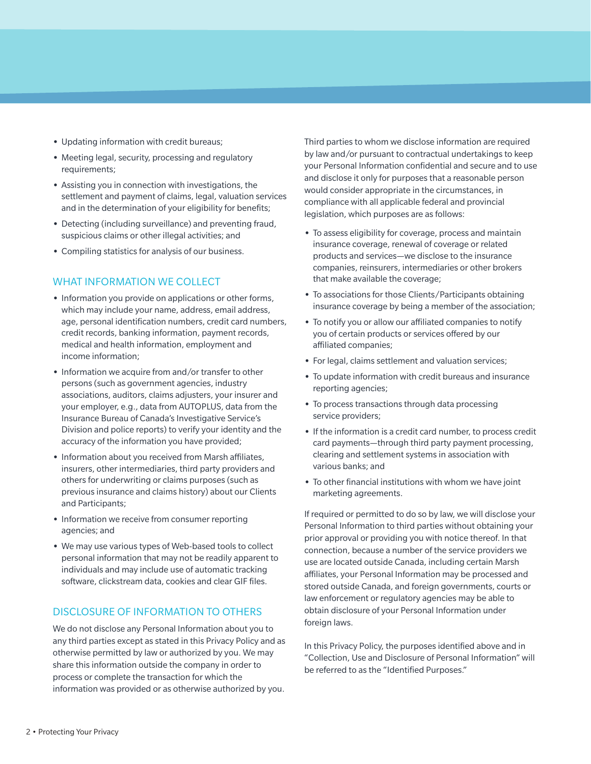- Updating information with credit bureaus;
- Meeting legal, security, processing and regulatory requirements;
- Assisting you in connection with investigations, the settlement and payment of claims, legal, valuation services and in the determination of your eligibility for benefits;
- Detecting (including surveillance) and preventing fraud, suspicious claims or other illegal activities; and
- Compiling statistics for analysis of our business.

## WHAT INFORMATION WE COLLECT

- Information you provide on applications or other forms, which may include your name, address, email address, age, personal identification numbers, credit card numbers, credit records, banking information, payment records, medical and health information, employment and income information;
- Information we acquire from and/or transfer to other persons (such as government agencies, industry associations, auditors, claims adjusters, your insurer and your employer, e.g., data from AUTOPLUS, data from the Insurance Bureau of Canada's Investigative Service's Division and police reports) to verify your identity and the accuracy of the information you have provided;
- Information about you received from Marsh affiliates, insurers, other intermediaries, third party providers and others for underwriting or claims purposes (such as previous insurance and claims history) about our Clients and Participants;
- Information we receive from consumer reporting agencies; and
- We may use various types of Web-based tools to collect personal information that may not be readily apparent to individuals and may include use of automatic tracking software, clickstream data, cookies and clear GIF files.

## DISCLOSURE OF INFORMATION TO OTHERS

We do not disclose any Personal Information about you to any third parties except as stated in this Privacy Policy and as otherwise permitted by law or authorized by you. We may share this information outside the company in order to process or complete the transaction for which the information was provided or as otherwise authorized by you.

Third parties to whom we disclose information are required by law and/or pursuant to contractual undertakings to keep your Personal Information confidential and secure and to use and disclose it only for purposes that a reasonable person would consider appropriate in the circumstances, in compliance with all applicable federal and provincial legislation, which purposes are as follows:

- To assess eligibility for coverage, process and maintain insurance coverage, renewal of coverage or related products and services—we disclose to the insurance companies, reinsurers, intermediaries or other brokers that make available the coverage;
- To associations for those Clients/Participants obtaining insurance coverage by being a member of the association;
- To notify you or allow our affiliated companies to notify you of certain products or services offered by our affiliated companies;
- For legal, claims settlement and valuation services;
- To update information with credit bureaus and insurance reporting agencies;
- To process transactions through data processing service providers;
- If the information is a credit card number, to process credit card payments—through third party payment processing, clearing and settlement systems in association with various banks; and
- To other financial institutions with whom we have joint marketing agreements.

If required or permitted to do so by law, we will disclose your Personal Information to third parties without obtaining your prior approval or providing you with notice thereof. In that connection, because a number of the service providers we use are located outside Canada, including certain Marsh affiliates, your Personal Information may be processed and stored outside Canada, and foreign governments, courts or law enforcement or regulatory agencies may be able to obtain disclosure of your Personal Information under foreign laws.

In this Privacy Policy, the purposes identified above and in "Collection, Use and Disclosure of Personal Information" will be referred to as the "Identified Purposes."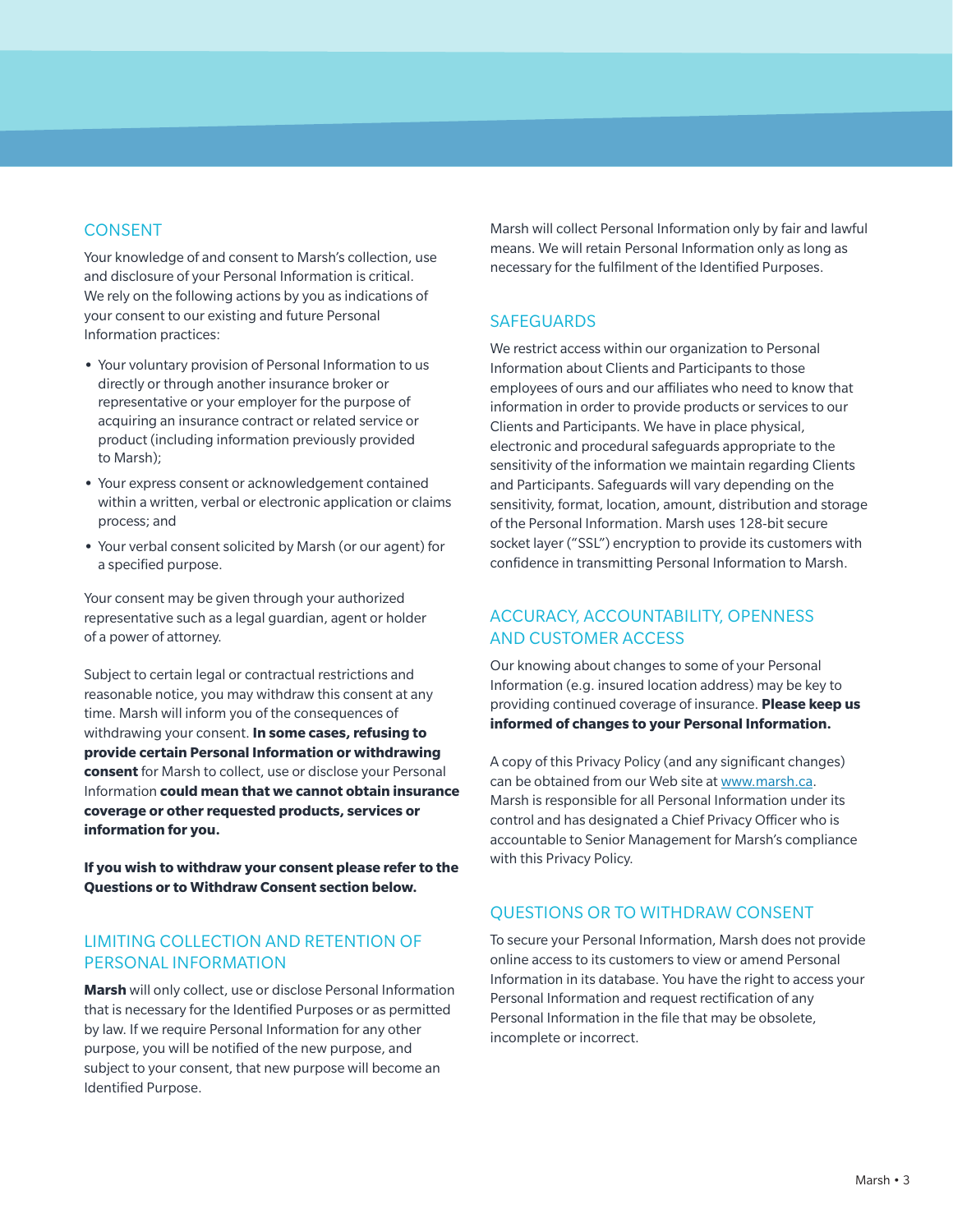## CONSENT

Your knowledge of and consent to Marsh's collection, use and disclosure of your Personal Information is critical. We rely on the following actions by you as indications of your consent to our existing and future Personal Information practices:

- Your voluntary provision of Personal Information to us directly or through another insurance broker or representative or your employer for the purpose of acquiring an insurance contract or related service or product (including information previously provided to Marsh);
- Your express consent or acknowledgement contained within a written, verbal or electronic application or claims process; and
- Your verbal consent solicited by Marsh (or our agent) for a specified purpose.

Your consent may be given through your authorized representative such as a legal guardian, agent or holder of a power of attorney.

Subject to certain legal or contractual restrictions and reasonable notice, you may withdraw this consent at any time. Marsh will inform you of the consequences of withdrawing your consent. **In some cases, refusing to provide certain Personal Information or withdrawing consent** for Marsh to collect, use or disclose your Personal Information **could mean that we cannot obtain insurance coverage or other requested products, services or information for you.**

**If you wish to withdraw your consent please refer to the Questions or to Withdraw Consent section below.**

## LIMITING COLLECTION AND RETENTION OF PERSONAL INFORMATION

**Marsh** will only collect, use or disclose Personal Information that is necessary for the Identified Purposes or as permitted by law. If we require Personal Information for any other purpose, you will be notified of the new purpose, and subject to your consent, that new purpose will become an Identified Purpose.

Marsh will collect Personal Information only by fair and lawful means. We will retain Personal Information only as long as necessary for the fulfilment of the Identified Purposes.

## SAFEGUARDS

We restrict access within our organization to Personal Information about Clients and Participants to those employees of ours and our affiliates who need to know that information in order to provide products or services to our Clients and Participants. We have in place physical, electronic and procedural safeguards appropriate to the sensitivity of the information we maintain regarding Clients and Participants. Safeguards will vary depending on the sensitivity, format, location, amount, distribution and storage of the Personal Information. Marsh uses 128-bit secure socket layer ("SSL") encryption to provide its customers with confidence in transmitting Personal Information to Marsh.

## ACCURACY, ACCOUNTABILITY, OPENNESS AND CUSTOMER ACCESS

Our knowing about changes to some of your Personal Information (e.g. insured location address) may be key to providing continued coverage of insurance. **Please keep us informed of changes to your Personal Information.**

A copy of this Privacy Policy (and any significant changes) can be obtained from our Web site at www.marsh.ca. Marsh is responsible for all Personal Information under its control and has designated a Chief Privacy Officer who is accountable to Senior Management for Marsh's compliance with this Privacy Policy.

## QUESTIONS OR TO WITHDRAW CONSENT

To secure your Personal Information, Marsh does not provide online access to its customers to view or amend Personal Information in its database. You have the right to access your Personal Information and request rectification of any Personal Information in the file that may be obsolete, incomplete or incorrect.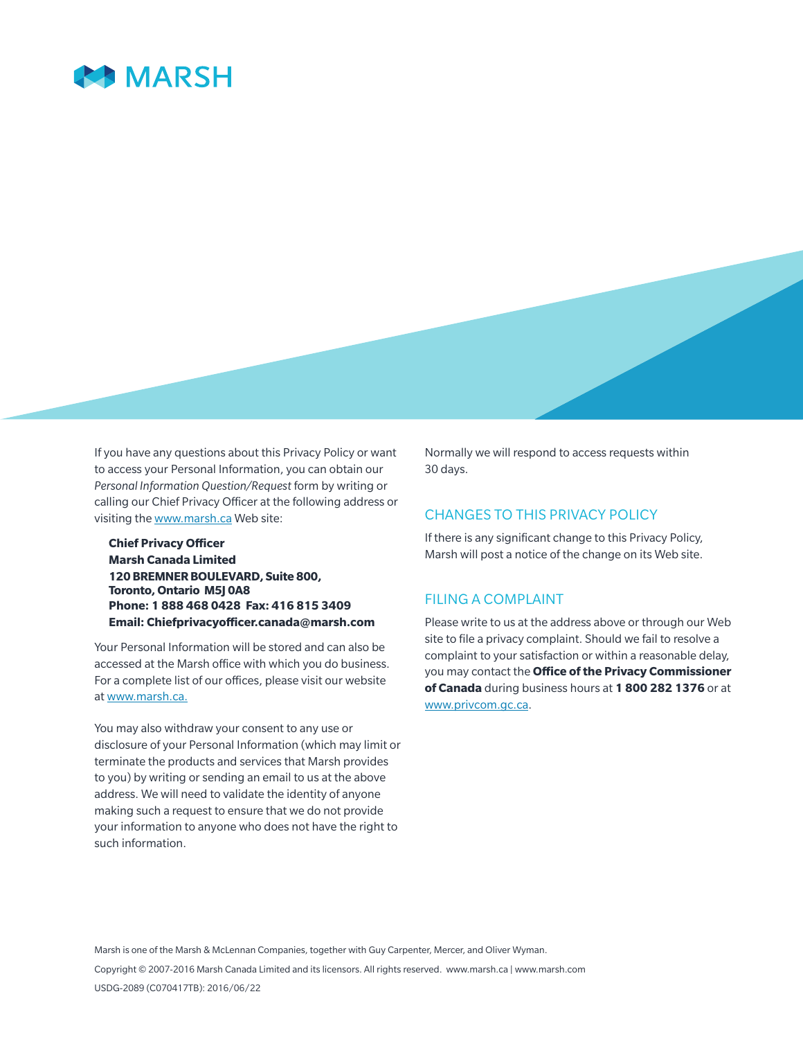If you have any questions about this Privacy Policy or want to access your Personal Information, you can obtain our *Personal Information Question/Request* form by writing or calling our Chief Privacy Officer at the following address or visiting the www.marsh.ca Web site:

**Chief Privacy Officer**  
**Marsh Canada Limited**  
**120 BREMNER BOULEVARD, Suite 800,**  
**Toronto, Ontario M5J 0A8**  
**Phone: 1 888 468 0428 Fax: 416 815 3409**  
**Email: Chiefprivacyofficer.canada@marsh.com**

Your Personal Information will be stored and can also be accessed at the Marsh office with which you do business. For a complete list of our offices, please visit our website at www.marsh.ca.

You may also withdraw your consent to any use or disclosure of your Personal Information (which may limit or terminate the products and services that Marsh provides to you) by writing or sending an email to us at the above address. We will need to validate the identity of anyone making such a request to ensure that we do not provide your information to anyone who does not have the right to such information.

Normally we will respond to access requests within 30 days.

## CHANGES TO THIS PRIVACY POLICY

If there is any significant change to this Privacy Policy, Marsh will post a notice of the change on its Web site.

## FILING A COMPLAINT

Please write to us at the address above or through our Web site to file a privacy complaint. Should we fail to resolve a complaint to your satisfaction or within a reasonable delay, you may contact the **Office of the Privacy Commissioner of Canada** during business hours at **1 800 282 1376** or at www.privcom.gc.ca.

Marsh is one of the Marsh & McLennan Companies, together with Guy Carpenter, Mercer, and Oliver Wyman.

Copyright © 2007-2016 Marsh Canada Limited and its licensors. All rights reserved. www.marsh.ca | www.marsh.com

USDG-2089 (C070417TB): 2016/06/22